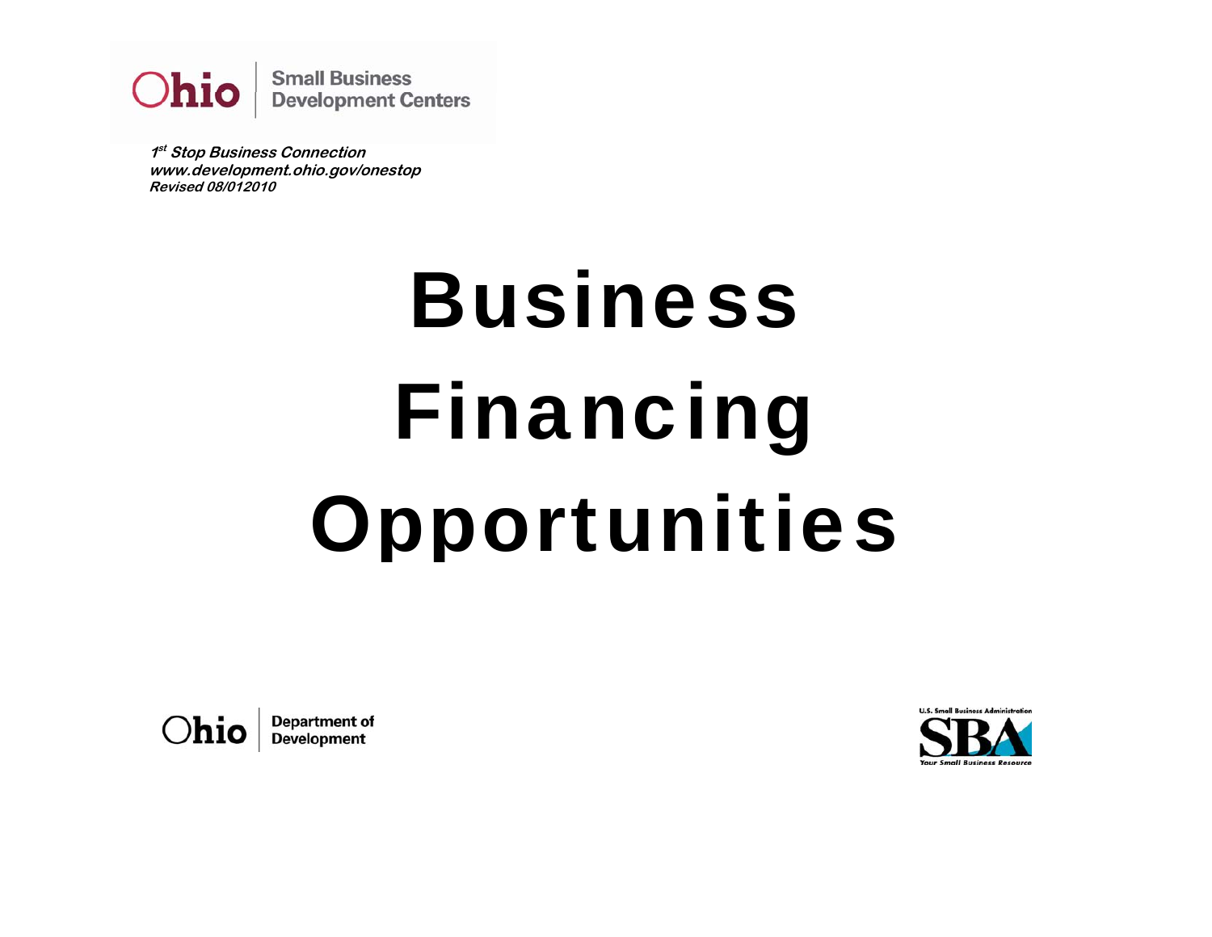Ohio | Small Business Development Centers

*1st Stop Business Connection*
*www.development.ohio.gov/onestop*
*Revised 08/012010*

# Business Financing Opportunities

Ohio | Department of Development

U.S. Small Business Administration
SBA
Your Small Business Resource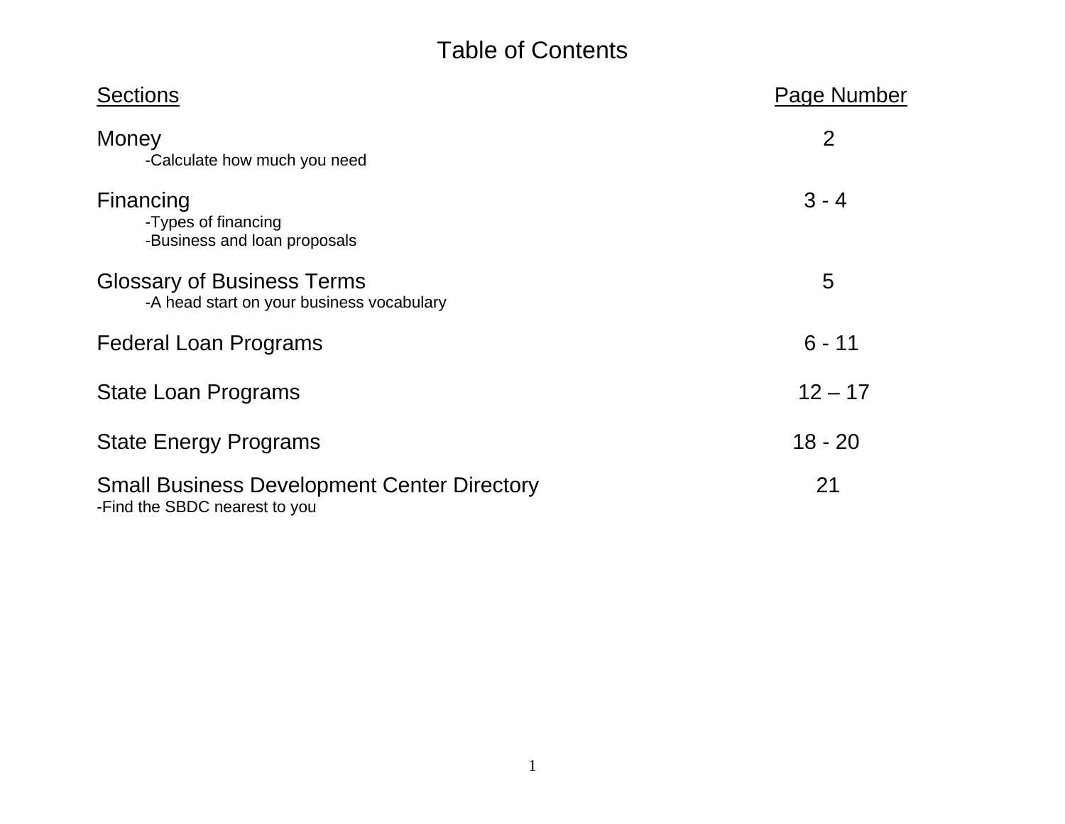# Table of Contents

| Sections | Page Number |
| --- | --- |
| Money<br>-Calculate how much you need | 2 |
| Financing<br>-Types of financing<br>-Business and loan proposals | 3 - 4 |
| Glossary of Business Terms<br>-A head start on your business vocabulary | 5 |
| Federal Loan Programs | 6 - 11 |
| State Loan Programs | 12 – 17 |
| State Energy Programs | 18 - 20 |
| Small Business Development Center Directory<br>-Find the SBDC nearest to you | 21 |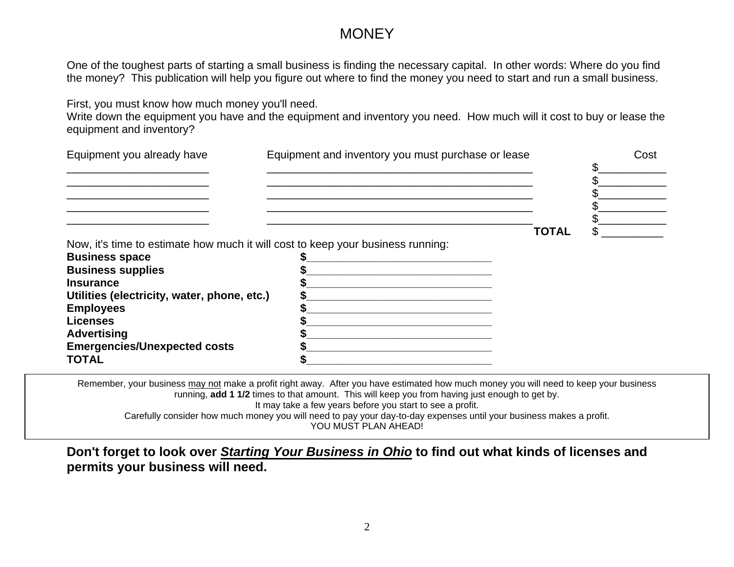# MONEY

One of the toughest parts of starting a small business is finding the necessary capital. In other words: Where do you find the money? This publication will help you figure out where to find the money you need to start and run a small business.

First, you must know how much money you'll need.
Write down the equipment you have and the equipment and inventory you need. How much will it cost to buy or lease the equipment and inventory?

| Equipment you already have | Equipment and inventory you must purchase or lease | | Cost |
|---|---|---|---|
| ______________________ | __________________________________________ | | $__________ |
| ______________________ | __________________________________________ | | $__________ |
| ______________________ | __________________________________________ | | $__________ |
| ______________________ | __________________________________________ | | $__________ |
| ______________________ | __________________________________________ | | $__________ |
| | | **TOTAL** | $ _________ |

Now, it's time to estimate how much it will cost to keep your business running:

| | |
|---|---|
| **Business space** | **$**______________________________ |
| **Business supplies** | **$**______________________________ |
| **Insurance** | **$**______________________________ |
| **Utilities (electricity, water, phone, etc.)** | **$**______________________________ |
| **Employees** | **$**______________________________ |
| **Licenses** | **$**______________________________ |
| **Advertising** | **$**______________________________ |
| **Emergencies/Unexpected costs** | **$**______________________________ |
| **TOTAL** | **$**______________________________ |

> Remember, your business may not make a profit right away. After you have estimated how much money you will need to keep your business running, **add 1 1/2** times to that amount. This will keep you from having just enough to get by.
> It may take a few years before you start to see a profit.
> Carefully consider how much money you will need to pay your day-to-day expenses until your business makes a profit.
> YOU MUST PLAN AHEAD!

**Don't forget to look over *Starting Your Business in Ohio* to find out what kinds of licenses and permits your business will need.**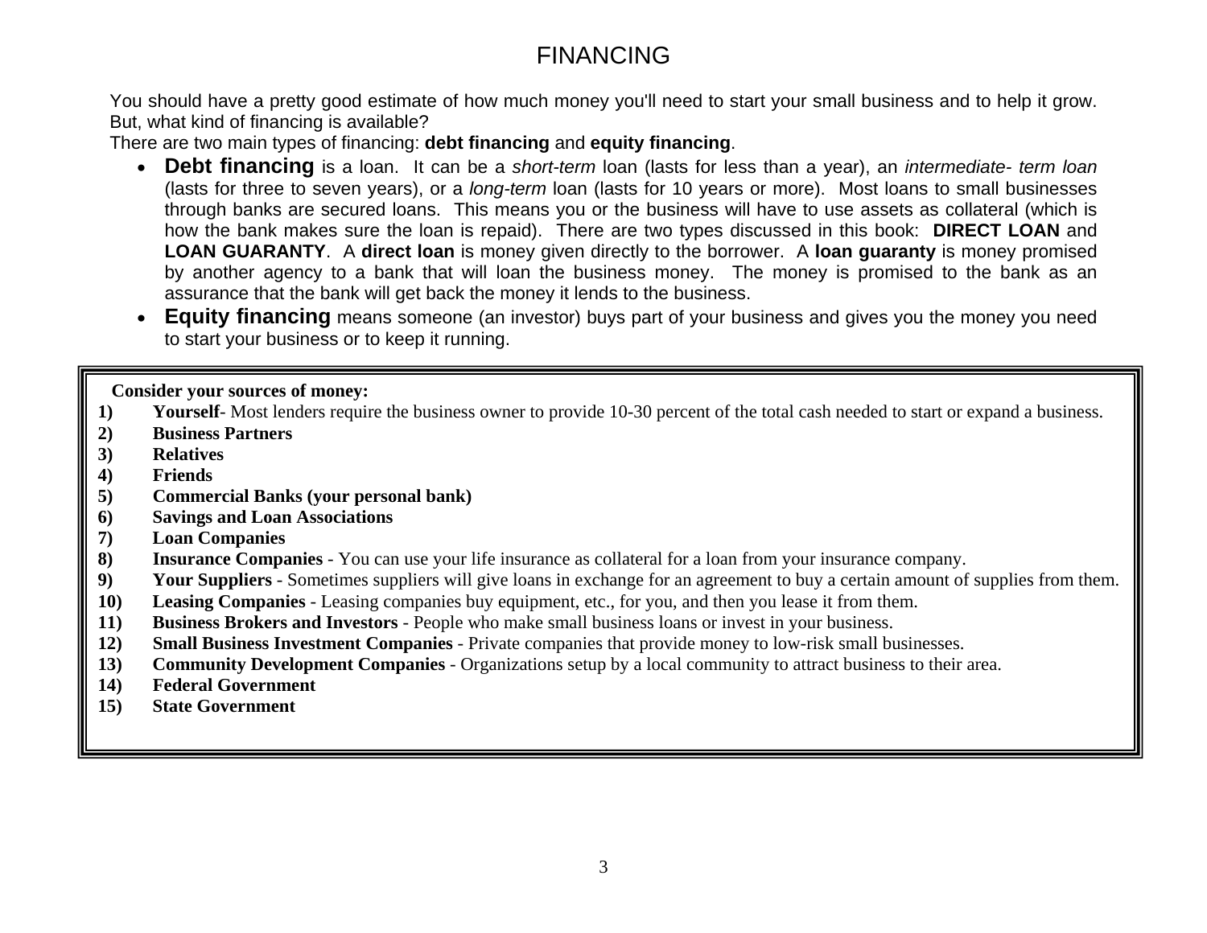# FINANCING

You should have a pretty good estimate of how much money you'll need to start your small business and to help it grow. But, what kind of financing is available?

There are two main types of financing: **debt financing** and **equity financing**.

- **Debt financing** is a loan. It can be a *short-term* loan (lasts for less than a year), an *intermediate- term loan* (lasts for three to seven years), or a *long-term* loan (lasts for 10 years or more). Most loans to small businesses through banks are secured loans. This means you or the business will have to use assets as collateral (which is how the bank makes sure the loan is repaid). There are two types discussed in this book: **DIRECT LOAN** and **LOAN GUARANTY**. A **direct loan** is money given directly to the borrower. A **loan guaranty** is money promised by another agency to a bank that will loan the business money. The money is promised to the bank as an assurance that the bank will get back the money it lends to the business.
- **Equity financing** means someone (an investor) buys part of your business and gives you the money you need to start your business or to keep it running.

**Consider your sources of money:**

1) **Yourself**- Most lenders require the business owner to provide 10-30 percent of the total cash needed to start or expand a business.
2) **Business Partners**
3) **Relatives**
4) **Friends**
5) **Commercial Banks (your personal bank)**
6) **Savings and Loan Associations**
7) **Loan Companies**
8) **Insurance Companies** - You can use your life insurance as collateral for a loan from your insurance company.
9) **Your Suppliers** - Sometimes suppliers will give loans in exchange for an agreement to buy a certain amount of supplies from them.
10) **Leasing Companies** - Leasing companies buy equipment, etc., for you, and then you lease it from them.
11) **Business Brokers and Investors** - People who make small business loans or invest in your business.
12) **Small Business Investment Companies** - Private companies that provide money to low-risk small businesses.
13) **Community Development Companies** - Organizations setup by a local community to attract business to their area.
14) **Federal Government**
15) **State Government**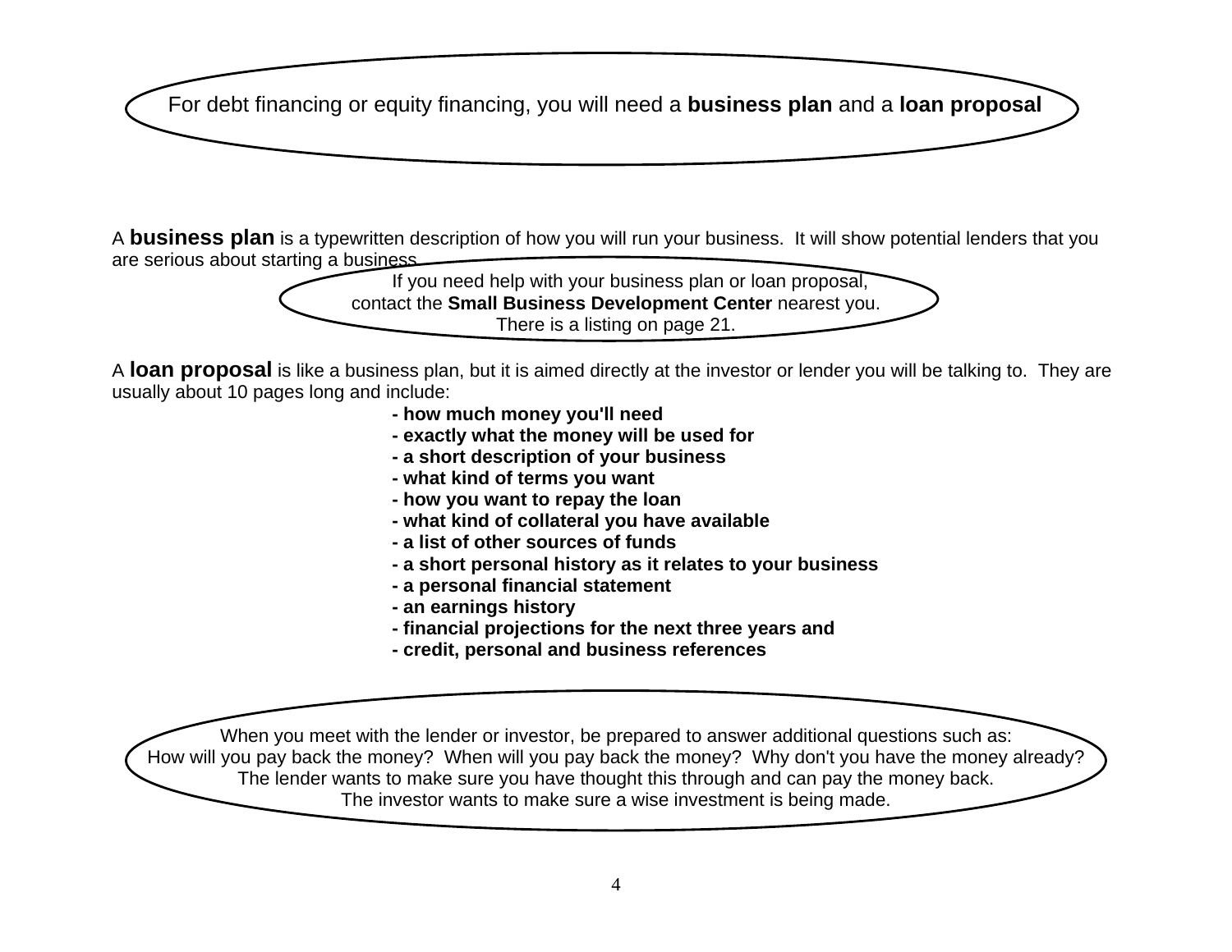For debt financing or equity financing, you will need a **business plan** and a **loan proposal**

A **business plan** is a typewritten description of how you will run your business. It will show potential lenders that you are serious about starting a business.

If you need help with your business plan or loan proposal, contact the **Small Business Development Center** nearest you. There is a listing on page 21.

A **loan proposal** is like a business plan, but it is aimed directly at the investor or lender you will be talking to. They are usually about 10 pages long and include:

- **how much money you'll need**
- **exactly what the money will be used for**
- **a short description of your business**
- **what kind of terms you want**
- **how you want to repay the loan**
- **what kind of collateral you have available**
- **a list of other sources of funds**
- **a short personal history as it relates to your business**
- **a personal financial statement**
- **an earnings history**
- **financial projections for the next three years and**
- **credit, personal and business references**

When you meet with the lender or investor, be prepared to answer additional questions such as:
How will you pay back the money? When will you pay back the money? Why don't you have the money already?
The lender wants to make sure you have thought this through and can pay the money back.
The investor wants to make sure a wise investment is being made.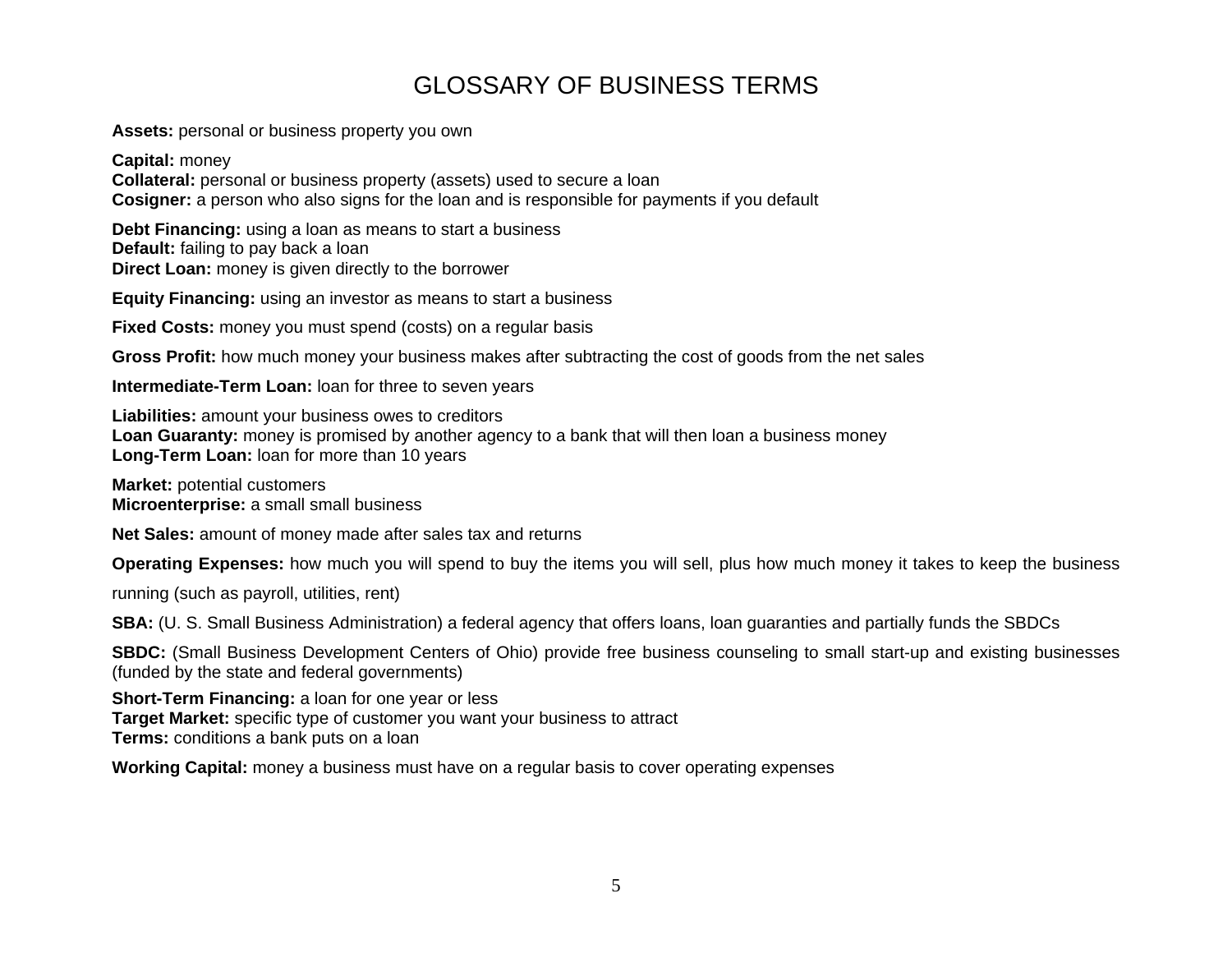# GLOSSARY OF BUSINESS TERMS

**Assets:** personal or business property you own

**Capital:** money
**Collateral:** personal or business property (assets) used to secure a loan
**Cosigner:** a person who also signs for the loan and is responsible for payments if you default

**Debt Financing:** using a loan as means to start a business
**Default:** failing to pay back a loan
**Direct Loan:** money is given directly to the borrower

**Equity Financing:** using an investor as means to start a business

**Fixed Costs:** money you must spend (costs) on a regular basis

**Gross Profit:** how much money your business makes after subtracting the cost of goods from the net sales

**Intermediate-Term Loan:** loan for three to seven years

**Liabilities:** amount your business owes to creditors
**Loan Guaranty:** money is promised by another agency to a bank that will then loan a business money
**Long-Term Loan:** loan for more than 10 years

**Market:** potential customers
**Microenterprise:** a small small business

**Net Sales:** amount of money made after sales tax and returns

**Operating Expenses:** how much you will spend to buy the items you will sell, plus how much money it takes to keep the business running (such as payroll, utilities, rent)

**SBA:** (U. S. Small Business Administration) a federal agency that offers loans, loan guaranties and partially funds the SBDCs

**SBDC:** (Small Business Development Centers of Ohio) provide free business counseling to small start-up and existing businesses (funded by the state and federal governments)

**Short-Term Financing:** a loan for one year or less
**Target Market:** specific type of customer you want your business to attract
**Terms:** conditions a bank puts on a loan

**Working Capital:** money a business must have on a regular basis to cover operating expenses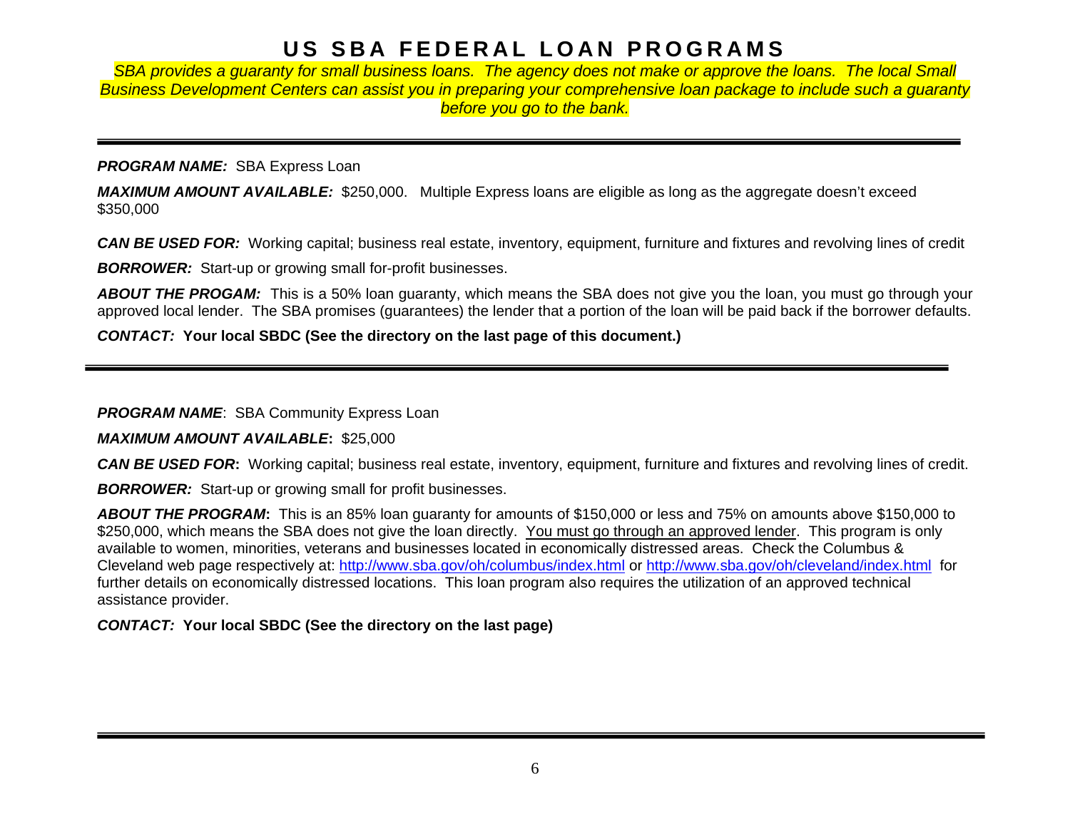# US SBA FEDERAL LOAN PROGRAMS

*SBA provides a guaranty for small business loans. The agency does not make or approve the loans. The local Small Business Development Centers can assist you in preparing your comprehensive loan package to include such a guaranty before you go to the bank.*

---

***PROGRAM NAME:*** SBA Express Loan

***MAXIMUM AMOUNT AVAILABLE:*** $250,000. Multiple Express loans are eligible as long as the aggregate doesn't exceed $350,000

***CAN BE USED FOR:*** Working capital; business real estate, inventory, equipment, furniture and fixtures and revolving lines of credit

***BORROWER:*** Start-up or growing small for-profit businesses.

***ABOUT THE PROGAM:*** This is a 50% loan guaranty, which means the SBA does not give you the loan, you must go through your approved local lender. The SBA promises (guarantees) the lender that a portion of the loan will be paid back if the borrower defaults.

***CONTACT:*** **Your local SBDC (See the directory on the last page of this document.)**

---

***PROGRAM NAME***: SBA Community Express Loan

***MAXIMUM AMOUNT AVAILABLE*****:** $25,000

***CAN BE USED FOR*****:** Working capital; business real estate, inventory, equipment, furniture and fixtures and revolving lines of credit.

***BORROWER:*** Start-up or growing small for profit businesses.

***ABOUT THE PROGRAM*****:** This is an 85% loan guaranty for amounts of $150,000 or less and 75% on amounts above $150,000 to $250,000, which means the SBA does not give the loan directly. <u>You must go through an approved lender</u>. This program is only available to women, minorities, veterans and businesses located in economically distressed areas. Check the Columbus & Cleveland web page respectively at: http://www.sba.gov/oh/columbus/index.html or http://www.sba.gov/oh/cleveland/index.html for further details on economically distressed locations. This loan program also requires the utilization of an approved technical assistance provider.

***CONTACT:*** **Your local SBDC (See the directory on the last page)**

---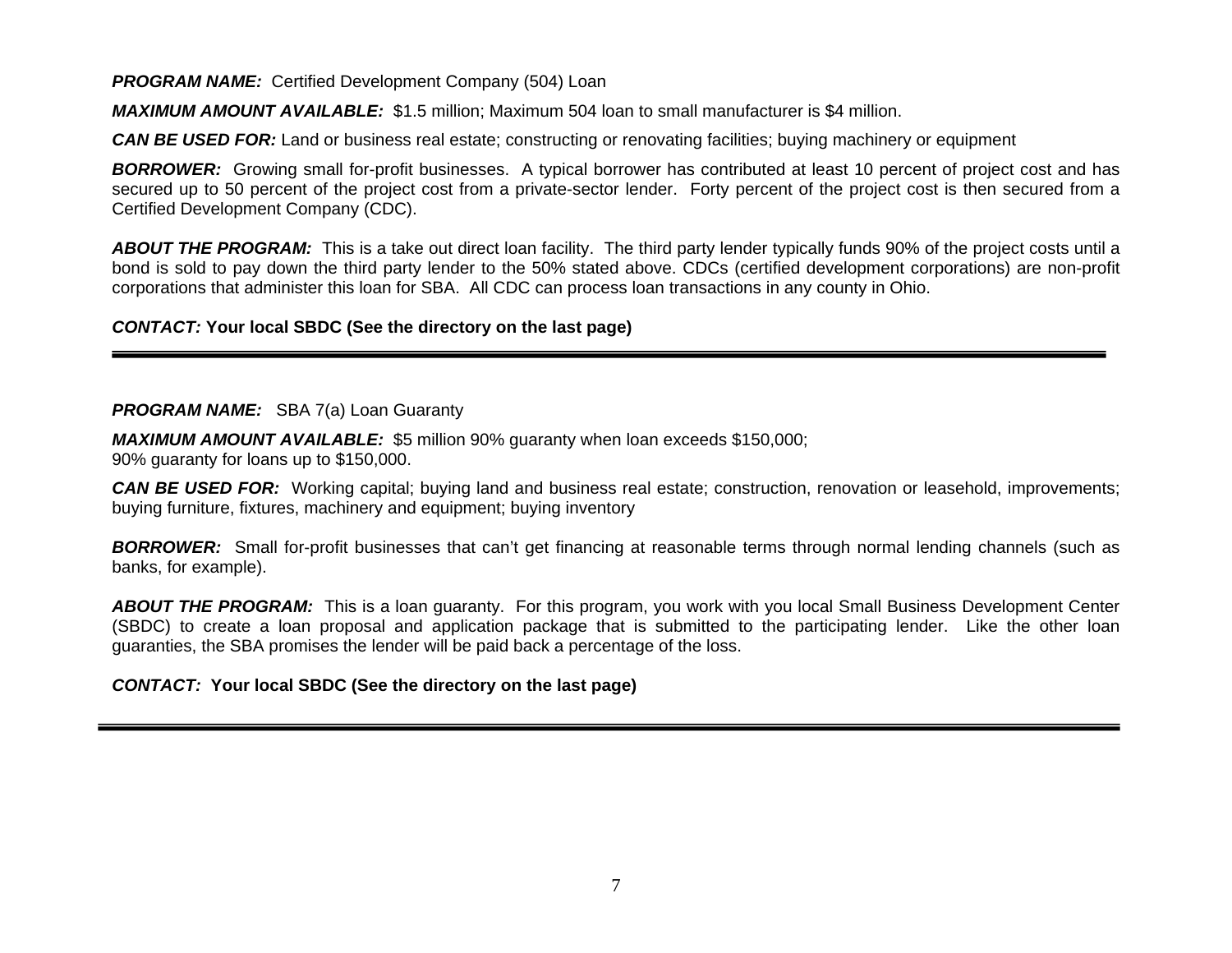***PROGRAM NAME:*** Certified Development Company (504) Loan

***MAXIMUM AMOUNT AVAILABLE:*** $1.5 million; Maximum 504 loan to small manufacturer is $4 million.

***CAN BE USED FOR:*** Land or business real estate; constructing or renovating facilities; buying machinery or equipment

***BORROWER:*** Growing small for-profit businesses. A typical borrower has contributed at least 10 percent of project cost and has secured up to 50 percent of the project cost from a private-sector lender. Forty percent of the project cost is then secured from a Certified Development Company (CDC).

***ABOUT THE PROGRAM:*** This is a take out direct loan facility. The third party lender typically funds 90% of the project costs until a bond is sold to pay down the third party lender to the 50% stated above. CDCs (certified development corporations) are non-profit corporations that administer this loan for SBA. All CDC can process loan transactions in any county in Ohio.

***CONTACT:*** **Your local SBDC (See the directory on the last page)**

---

***PROGRAM NAME:*** SBA 7(a) Loan Guaranty

***MAXIMUM AMOUNT AVAILABLE:*** $5 million 90% guaranty when loan exceeds $150,000;
90% guaranty for loans up to $150,000.

***CAN BE USED FOR:*** Working capital; buying land and business real estate; construction, renovation or leasehold, improvements; buying furniture, fixtures, machinery and equipment; buying inventory

***BORROWER:*** Small for-profit businesses that can't get financing at reasonable terms through normal lending channels (such as banks, for example).

***ABOUT THE PROGRAM:*** This is a loan guaranty. For this program, you work with you local Small Business Development Center (SBDC) to create a loan proposal and application package that is submitted to the participating lender. Like the other loan guaranties, the SBA promises the lender will be paid back a percentage of the loss.

***CONTACT:*** **Your local SBDC (See the directory on the last page)**

---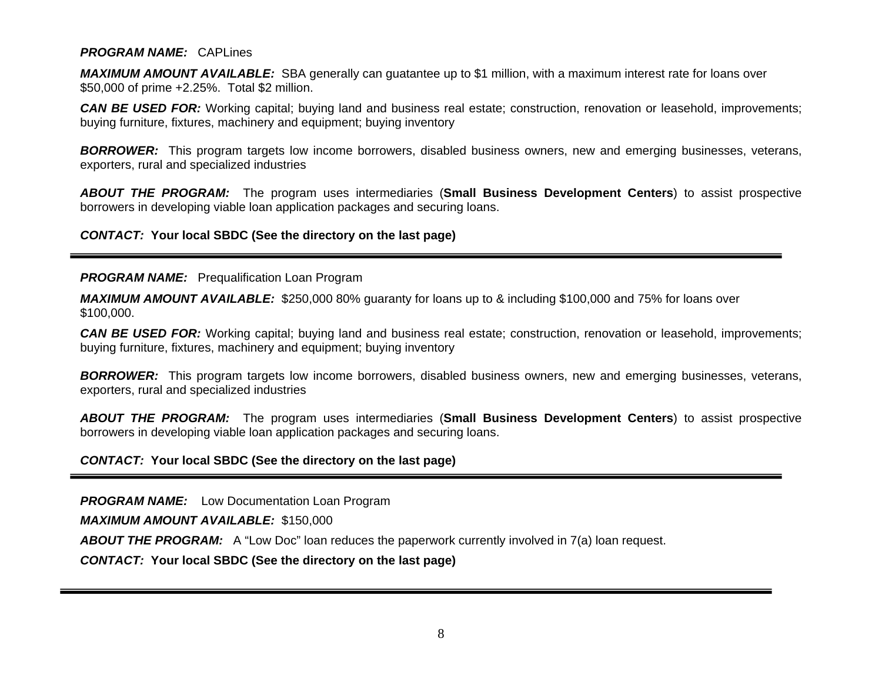***PROGRAM NAME:*** CAPLines

***MAXIMUM AMOUNT AVAILABLE:*** SBA generally can guatantee up to $1 million, with a maximum interest rate for loans over $50,000 of prime +2.25%. Total $2 million.

***CAN BE USED FOR:*** Working capital; buying land and business real estate; construction, renovation or leasehold, improvements; buying furniture, fixtures, machinery and equipment; buying inventory

***BORROWER:*** This program targets low income borrowers, disabled business owners, new and emerging businesses, veterans, exporters, rural and specialized industries

***ABOUT THE PROGRAM:*** The program uses intermediaries (**Small Business Development Centers**) to assist prospective borrowers in developing viable loan application packages and securing loans.

***CONTACT:*** **Your local SBDC (See the directory on the last page)**

---

***PROGRAM NAME:*** Prequalification Loan Program

***MAXIMUM AMOUNT AVAILABLE:*** $250,000 80% guaranty for loans up to & including $100,000 and 75% for loans over $100,000.

***CAN BE USED FOR:*** Working capital; buying land and business real estate; construction, renovation or leasehold, improvements; buying furniture, fixtures, machinery and equipment; buying inventory

***BORROWER:*** This program targets low income borrowers, disabled business owners, new and emerging businesses, veterans, exporters, rural and specialized industries

***ABOUT THE PROGRAM:*** The program uses intermediaries (**Small Business Development Centers**) to assist prospective borrowers in developing viable loan application packages and securing loans.

***CONTACT:*** **Your local SBDC (See the directory on the last page)**

---

***PROGRAM NAME:*** Low Documentation Loan Program

***MAXIMUM AMOUNT AVAILABLE:*** $150,000

***ABOUT THE PROGRAM:*** A "Low Doc" loan reduces the paperwork currently involved in 7(a) loan request.

***CONTACT:*** **Your local SBDC (See the directory on the last page)**

---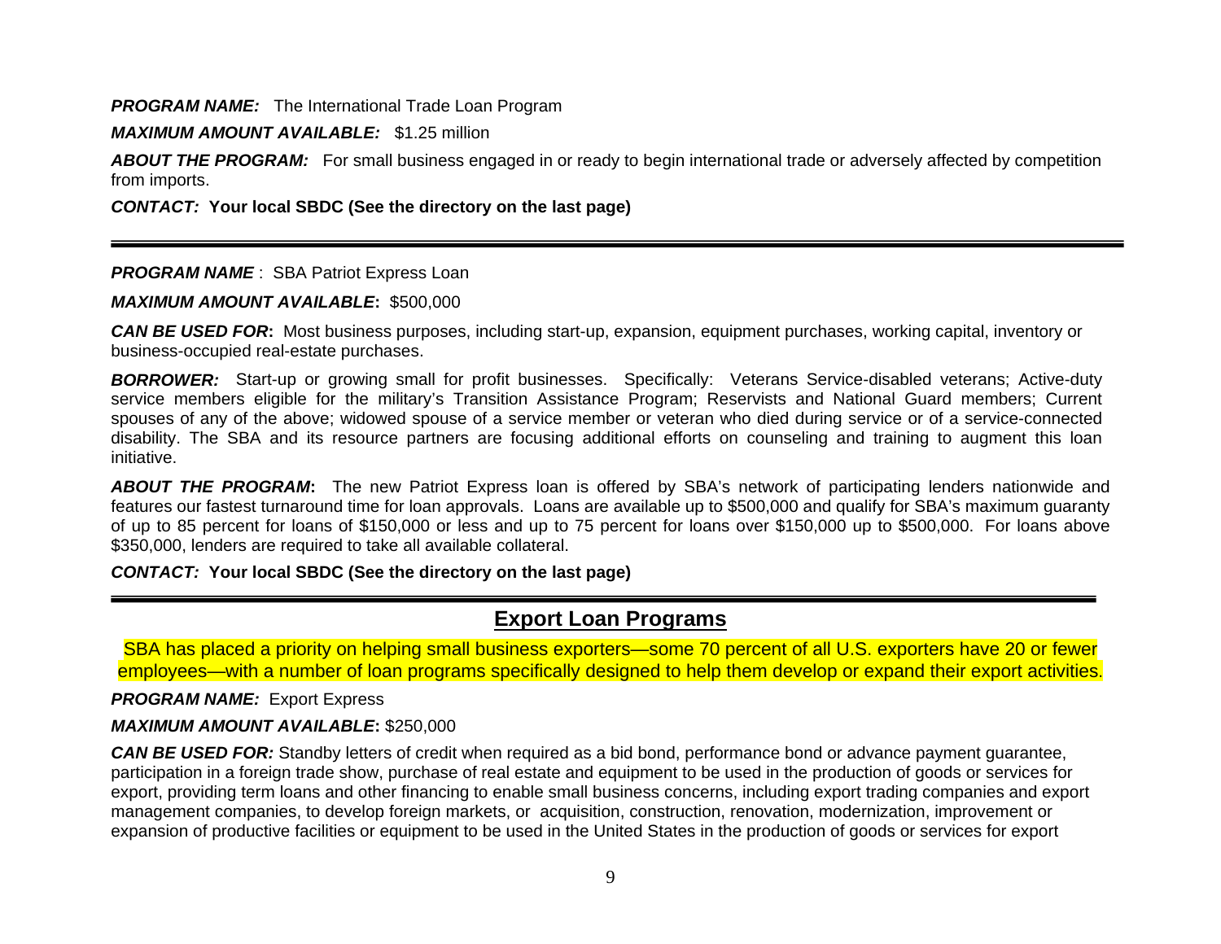***PROGRAM NAME:*** The International Trade Loan Program

***MAXIMUM AMOUNT AVAILABLE:*** $1.25 million

***ABOUT THE PROGRAM:*** For small business engaged in or ready to begin international trade or adversely affected by competition from imports.

***CONTACT:*** **Your local SBDC (See the directory on the last page)**

---

***PROGRAM NAME*** : SBA Patriot Express Loan

***MAXIMUM AMOUNT AVAILABLE*:** $500,000

***CAN BE USED FOR*:** Most business purposes, including start-up, expansion, equipment purchases, working capital, inventory or business-occupied real-estate purchases.

***BORROWER:*** Start-up or growing small for profit businesses. Specifically: Veterans Service-disabled veterans; Active-duty service members eligible for the military's Transition Assistance Program; Reservists and National Guard members; Current spouses of any of the above; widowed spouse of a service member or veteran who died during service or of a service-connected disability. The SBA and its resource partners are focusing additional efforts on counseling and training to augment this loan initiative.

***ABOUT THE PROGRAM*:** The new Patriot Express loan is offered by SBA's network of participating lenders nationwide and features our fastest turnaround time for loan approvals. Loans are available up to $500,000 and qualify for SBA's maximum guaranty of up to 85 percent for loans of $150,000 or less and up to 75 percent for loans over $150,000 up to $500,000. For loans above $350,000, lenders are required to take all available collateral.

***CONTACT:*** **Your local SBDC (See the directory on the last page)**

---

## Export Loan Programs

SBA has placed a priority on helping small business exporters—some 70 percent of all U.S. exporters have 20 or fewer employees—with a number of loan programs specifically designed to help them develop or expand their export activities.

***PROGRAM NAME:*** Export Express

***MAXIMUM AMOUNT AVAILABLE*:** $250,000

***CAN BE USED FOR:*** Standby letters of credit when required as a bid bond, performance bond or advance payment guarantee, participation in a foreign trade show, purchase of real estate and equipment to be used in the production of goods or services for export, providing term loans and other financing to enable small business concerns, including export trading companies and export management companies, to develop foreign markets, or acquisition, construction, renovation, modernization, improvement or expansion of productive facilities or equipment to be used in the United States in the production of goods or services for export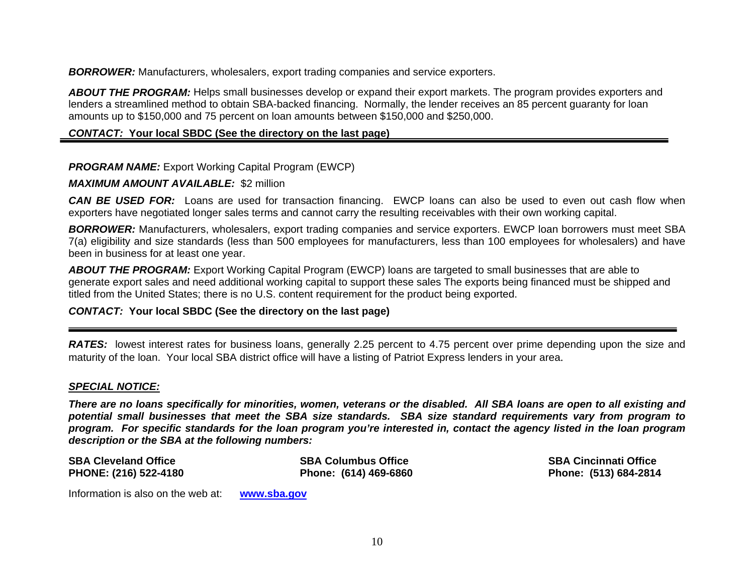***BORROWER:*** Manufacturers, wholesalers, export trading companies and service exporters.

***ABOUT THE PROGRAM:*** Helps small businesses develop or expand their export markets. The program provides exporters and lenders a streamlined method to obtain SBA-backed financing. Normally, the lender receives an 85 percent guaranty for loan amounts up to $150,000 and 75 percent on loan amounts between $150,000 and $250,000.

***CONTACT:*** **Your local SBDC (See the directory on the last page)**

---

***PROGRAM NAME:*** Export Working Capital Program (EWCP)

***MAXIMUM AMOUNT AVAILABLE:*** $2 million

***CAN BE USED FOR:*** Loans are used for transaction financing. EWCP loans can also be used to even out cash flow when exporters have negotiated longer sales terms and cannot carry the resulting receivables with their own working capital.

***BORROWER:*** Manufacturers, wholesalers, export trading companies and service exporters. EWCP loan borrowers must meet SBA 7(a) eligibility and size standards (less than 500 employees for manufacturers, less than 100 employees for wholesalers) and have been in business for at least one year.

***ABOUT THE PROGRAM:*** Export Working Capital Program (EWCP) loans are targeted to small businesses that are able to generate export sales and need additional working capital to support these sales The exports being financed must be shipped and titled from the United States; there is no U.S. content requirement for the product being exported.

***CONTACT:*** **Your local SBDC (See the directory on the last page)**

---

***RATES:*** lowest interest rates for business loans, generally 2.25 percent to 4.75 percent over prime depending upon the size and maturity of the loan. Your local SBA district office will have a listing of Patriot Express lenders in your area.

***SPECIAL NOTICE:***

***There are no loans specifically for minorities, women, veterans or the disabled. All SBA loans are open to all existing and potential small businesses that meet the SBA size standards. SBA size standard requirements vary from program to program. For specific standards for the loan program you're interested in, contact the agency listed in the loan program description or the SBA at the following numbers:***

| SBA Cleveland Office | SBA Columbus Office | SBA Cincinnati Office |
|---|---|---|
| PHONE: (216) 522-4180 | Phone: (614) 469-6860 | Phone: (513) 684-2814 |

Information is also on the web at: **www.sba.gov**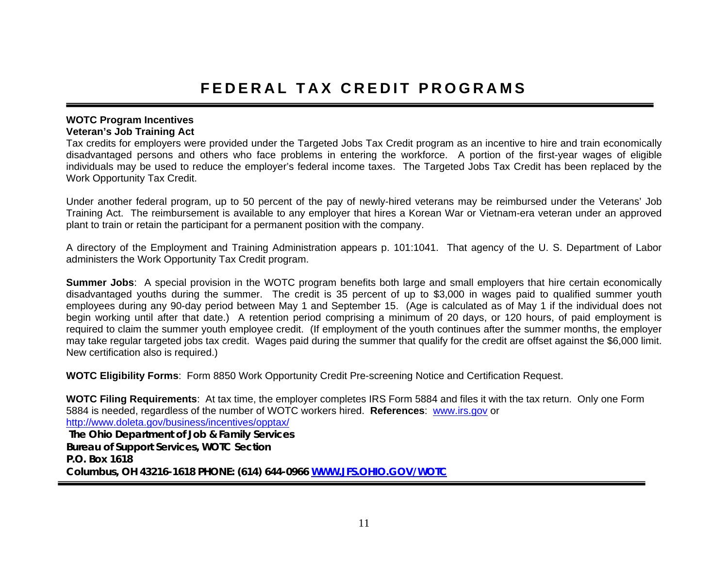# FEDERAL TAX CREDIT PROGRAMS

**WOTC Program Incentives**
**Veteran's Job Training Act**

Tax credits for employers were provided under the Targeted Jobs Tax Credit program as an incentive to hire and train economically disadvantaged persons and others who face problems in entering the workforce. A portion of the first-year wages of eligible individuals may be used to reduce the employer's federal income taxes. The Targeted Jobs Tax Credit has been replaced by the Work Opportunity Tax Credit.

Under another federal program, up to 50 percent of the pay of newly-hired veterans may be reimbursed under the Veterans' Job Training Act. The reimbursement is available to any employer that hires a Korean War or Vietnam-era veteran under an approved plant to train or retain the participant for a permanent position with the company.

A directory of the Employment and Training Administration appears p. 101:1041. That agency of the U. S. Department of Labor administers the Work Opportunity Tax Credit program.

**Summer Jobs**: A special provision in the WOTC program benefits both large and small employers that hire certain economically disadvantaged youths during the summer. The credit is 35 percent of up to $3,000 in wages paid to qualified summer youth employees during any 90-day period between May 1 and September 15. (Age is calculated as of May 1 if the individual does not begin working until after that date.) A retention period comprising a minimum of 20 days, or 120 hours, of paid employment is required to claim the summer youth employee credit. (If employment of the youth continues after the summer months, the employer may take regular targeted jobs tax credit. Wages paid during the summer that qualify for the credit are offset against the $6,000 limit. New certification also is required.)

**WOTC Eligibility Forms**: Form 8850 Work Opportunity Credit Pre-screening Notice and Certification Request.

**WOTC Filing Requirements**: At tax time, the employer completes IRS Form 5884 and files it with the tax return. Only one Form 5884 is needed, regardless of the number of WOTC workers hired. **References**: www.irs.gov or http://www.doleta.gov/business/incentives/opptax/

**The Ohio Department of Job & Family Services**
**Bureau of Support Services, WOTC Section**
**P.O. Box 1618**
**Columbus, OH 43216-1618 PHONE: (614) 644-0966 WWW.JFS.OHIO.GOV/WOTC**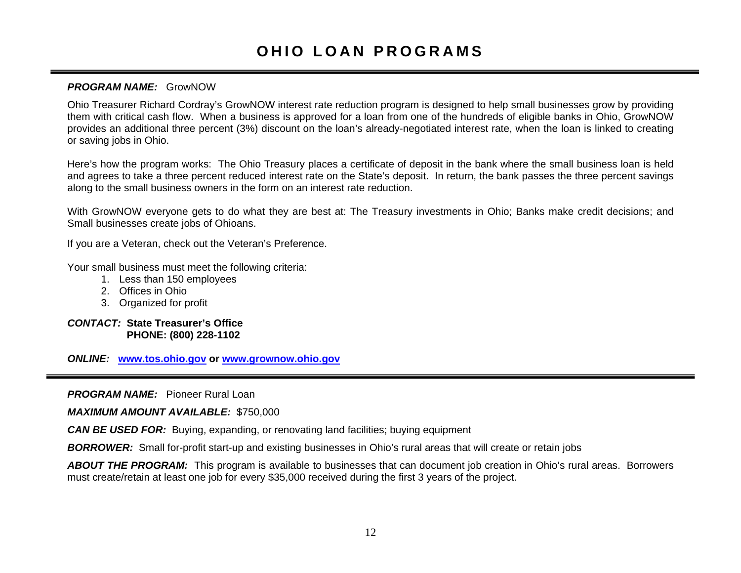# OHIO LOAN PROGRAMS

***PROGRAM NAME:*** GrowNOW

Ohio Treasurer Richard Cordray's GrowNOW interest rate reduction program is designed to help small businesses grow by providing them with critical cash flow. When a business is approved for a loan from one of the hundreds of eligible banks in Ohio, GrowNOW provides an additional three percent (3%) discount on the loan's already-negotiated interest rate, when the loan is linked to creating or saving jobs in Ohio.

Here's how the program works: The Ohio Treasury places a certificate of deposit in the bank where the small business loan is held and agrees to take a three percent reduced interest rate on the State's deposit. In return, the bank passes the three percent savings along to the small business owners in the form on an interest rate reduction.

With GrowNOW everyone gets to do what they are best at: The Treasury investments in Ohio; Banks make credit decisions; and Small businesses create jobs of Ohioans.

If you are a Veteran, check out the Veteran's Preference.

Your small business must meet the following criteria:

1. Less than 150 employees
2. Offices in Ohio
3. Organized for profit

***CONTACT:*** **State Treasurer's Office**
**PHONE: (800) 228-1102**

***ONLINE:*** **www.tos.ohio.gov or www.grownow.ohio.gov**

---

***PROGRAM NAME:*** Pioneer Rural Loan

***MAXIMUM AMOUNT AVAILABLE:*** $750,000

***CAN BE USED FOR:*** Buying, expanding, or renovating land facilities; buying equipment

***BORROWER:*** Small for-profit start-up and existing businesses in Ohio's rural areas that will create or retain jobs

***ABOUT THE PROGRAM:*** This program is available to businesses that can document job creation in Ohio's rural areas. Borrowers must create/retain at least one job for every $35,000 received during the first 3 years of the project.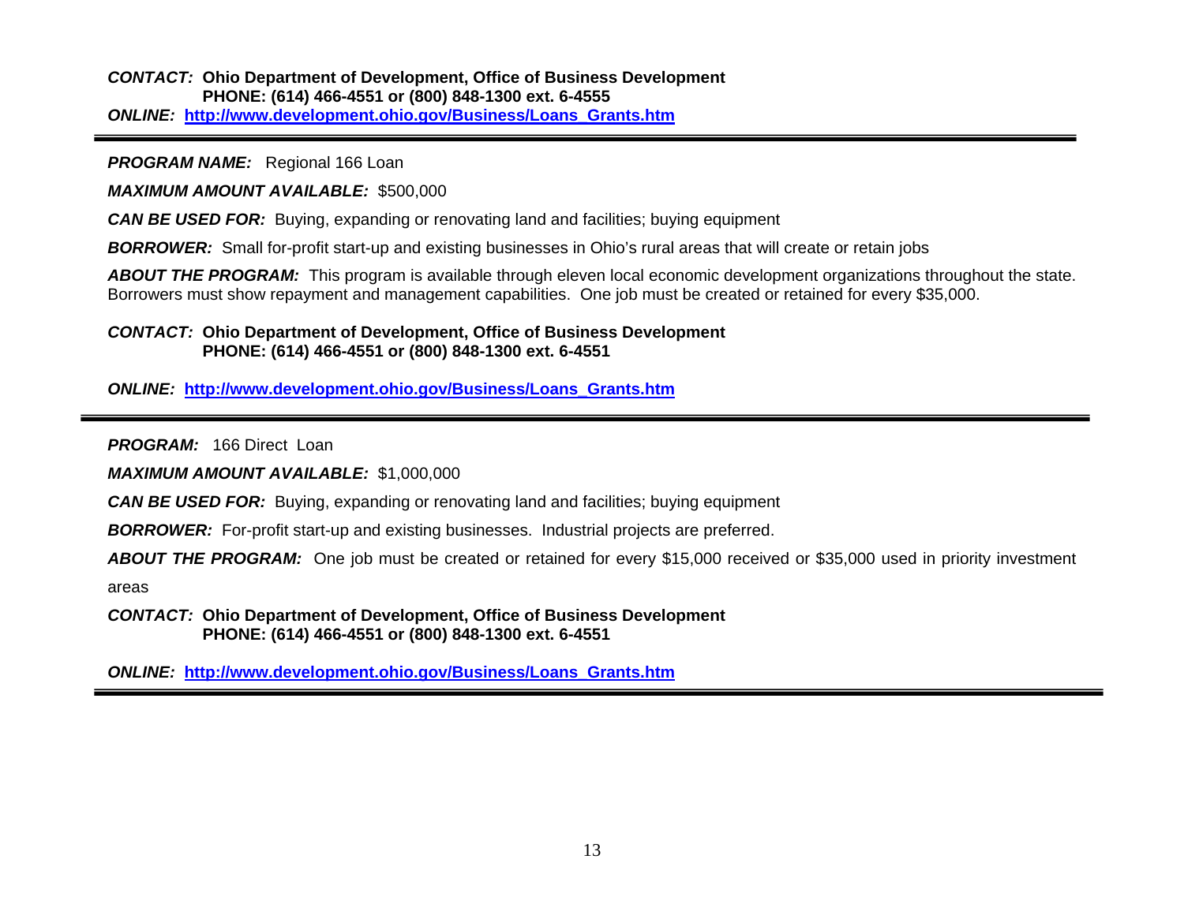***CONTACT:*** **Ohio Department of Development, Office of Business Development**
**PHONE: (614) 466-4551 or (800) 848-1300 ext. 6-4555**
***ONLINE:*** **[http://www.development.ohio.gov/Business/Loans_Grants.htm](http://www.development.ohio.gov/Business/Loans_Grants.htm)**

---

***PROGRAM NAME:*** Regional 166 Loan

***MAXIMUM AMOUNT AVAILABLE:*** $500,000

***CAN BE USED FOR:*** Buying, expanding or renovating land and facilities; buying equipment

***BORROWER:*** Small for-profit start-up and existing businesses in Ohio's rural areas that will create or retain jobs

***ABOUT THE PROGRAM:*** This program is available through eleven local economic development organizations throughout the state. Borrowers must show repayment and management capabilities. One job must be created or retained for every $35,000.

***CONTACT:*** **Ohio Department of Development, Office of Business Development**
**PHONE: (614) 466-4551 or (800) 848-1300 ext. 6-4551**

***ONLINE:*** **[http://www.development.ohio.gov/Business/Loans_Grants.htm](http://www.development.ohio.gov/Business/Loans_Grants.htm)**

---

***PROGRAM:*** 166 Direct Loan

***MAXIMUM AMOUNT AVAILABLE:*** $1,000,000

***CAN BE USED FOR:*** Buying, expanding or renovating land and facilities; buying equipment

***BORROWER:*** For-profit start-up and existing businesses. Industrial projects are preferred.

***ABOUT THE PROGRAM:*** One job must be created or retained for every $15,000 received or $35,000 used in priority investment areas

***CONTACT:*** **Ohio Department of Development, Office of Business Development**
**PHONE: (614) 466-4551 or (800) 848-1300 ext. 6-4551**

***ONLINE:*** **[http://www.development.ohio.gov/Business/Loans_Grants.htm](http://www.development.ohio.gov/Business/Loans_Grants.htm)**

---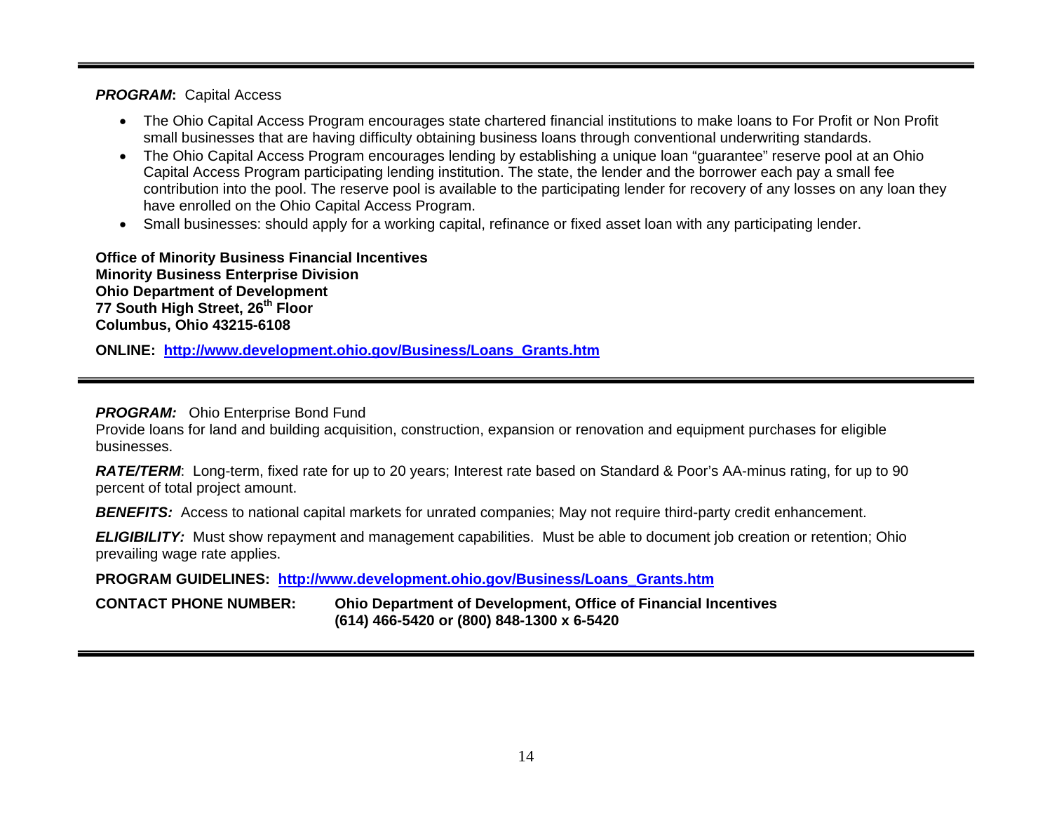***PROGRAM*:** Capital Access

- The Ohio Capital Access Program encourages state chartered financial institutions to make loans to For Profit or Non Profit small businesses that are having difficulty obtaining business loans through conventional underwriting standards.
- The Ohio Capital Access Program encourages lending by establishing a unique loan "guarantee" reserve pool at an Ohio Capital Access Program participating lending institution. The state, the lender and the borrower each pay a small fee contribution into the pool. The reserve pool is available to the participating lender for recovery of any losses on any loan they have enrolled on the Ohio Capital Access Program.
- Small businesses: should apply for a working capital, refinance or fixed asset loan with any participating lender.

**Office of Minority Business Financial Incentives**
**Minority Business Enterprise Division**
**Ohio Department of Development**
**77 South High Street, 26th Floor**
**Columbus, Ohio 43215-6108**

**ONLINE: http://www.development.ohio.gov/Business/Loans_Grants.htm**

---

***PROGRAM:*** Ohio Enterprise Bond Fund
Provide loans for land and building acquisition, construction, expansion or renovation and equipment purchases for eligible businesses.

***RATE/TERM***: Long-term, fixed rate for up to 20 years; Interest rate based on Standard & Poor's AA-minus rating, for up to 90 percent of total project amount.

***BENEFITS:*** Access to national capital markets for unrated companies; May not require third-party credit enhancement.

***ELIGIBILITY:*** Must show repayment and management capabilities. Must be able to document job creation or retention; Ohio prevailing wage rate applies.

**PROGRAM GUIDELINES: http://www.development.ohio.gov/Business/Loans_Grants.htm**

**CONTACT PHONE NUMBER:** **Ohio Department of Development, Office of Financial Incentives**
**(614) 466-5420 or (800) 848-1300 x 6-5420**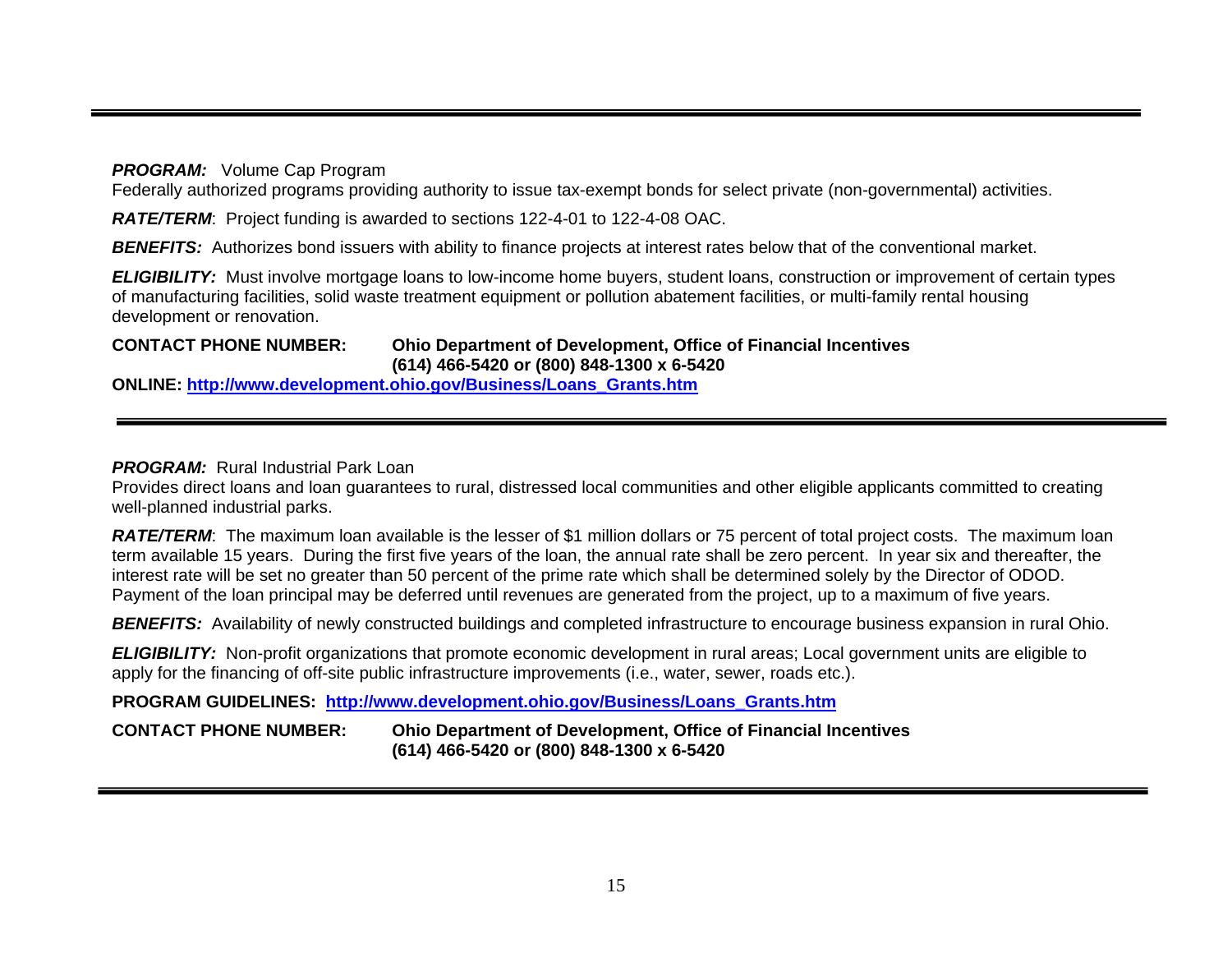---

***PROGRAM:*** Volume Cap Program
Federally authorized programs providing authority to issue tax-exempt bonds for select private (non-governmental) activities.

***RATE/TERM***: Project funding is awarded to sections 122-4-01 to 122-4-08 OAC.

***BENEFITS:*** Authorizes bond issuers with ability to finance projects at interest rates below that of the conventional market.

***ELIGIBILITY:*** Must involve mortgage loans to low-income home buyers, student loans, construction or improvement of certain types of manufacturing facilities, solid waste treatment equipment or pollution abatement facilities, or multi-family rental housing development or renovation.

**CONTACT PHONE NUMBER:** **Ohio Department of Development, Office of Financial Incentives**
**(614) 466-5420 or (800) 848-1300 x 6-5420**

**ONLINE: [http://www.development.ohio.gov/Business/Loans_Grants.htm](http://www.development.ohio.gov/Business/Loans_Grants.htm)**

---

***PROGRAM:*** Rural Industrial Park Loan
Provides direct loans and loan guarantees to rural, distressed local communities and other eligible applicants committed to creating well-planned industrial parks.

***RATE/TERM***: The maximum loan available is the lesser of $1 million dollars or 75 percent of total project costs. The maximum loan term available 15 years. During the first five years of the loan, the annual rate shall be zero percent. In year six and thereafter, the interest rate will be set no greater than 50 percent of the prime rate which shall be determined solely by the Director of ODOD. Payment of the loan principal may be deferred until revenues are generated from the project, up to a maximum of five years.

***BENEFITS:*** Availability of newly constructed buildings and completed infrastructure to encourage business expansion in rural Ohio.

***ELIGIBILITY:*** Non-profit organizations that promote economic development in rural areas; Local government units are eligible to apply for the financing of off-site public infrastructure improvements (i.e., water, sewer, roads etc.).

**PROGRAM GUIDELINES: [http://www.development.ohio.gov/Business/Loans_Grants.htm](http://www.development.ohio.gov/Business/Loans_Grants.htm)**

**CONTACT PHONE NUMBER:** **Ohio Department of Development, Office of Financial Incentives**
**(614) 466-5420 or (800) 848-1300 x 6-5420**

---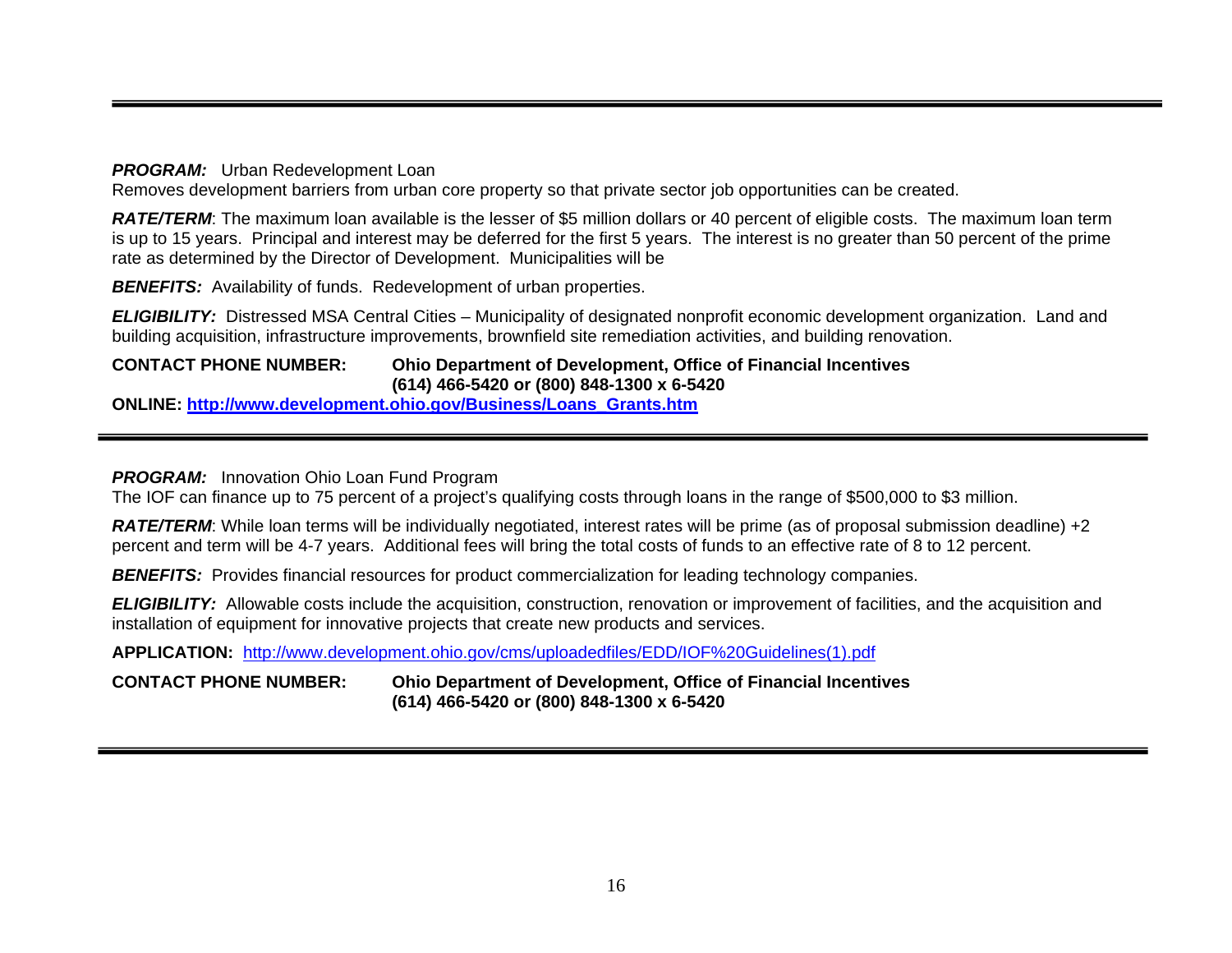***PROGRAM:*** Urban Redevelopment Loan
Removes development barriers from urban core property so that private sector job opportunities can be created.

***RATE/TERM***: The maximum loan available is the lesser of $5 million dollars or 40 percent of eligible costs. The maximum loan term is up to 15 years. Principal and interest may be deferred for the first 5 years. The interest is no greater than 50 percent of the prime rate as determined by the Director of Development. Municipalities will be

***BENEFITS:*** Availability of funds. Redevelopment of urban properties.

***ELIGIBILITY:*** Distressed MSA Central Cities – Municipality of designated nonprofit economic development organization. Land and building acquisition, infrastructure improvements, brownfield site remediation activities, and building renovation.

**CONTACT PHONE NUMBER:** **Ohio Department of Development, Office of Financial Incentives**
**(614) 466-5420 or (800) 848-1300 x 6-5420**

**ONLINE: [http://www.development.ohio.gov/Business/Loans_Grants.htm](http://www.development.ohio.gov/Business/Loans_Grants.htm)**

---

***PROGRAM:*** Innovation Ohio Loan Fund Program
The IOF can finance up to 75 percent of a project's qualifying costs through loans in the range of $500,000 to $3 million.

***RATE/TERM***: While loan terms will be individually negotiated, interest rates will be prime (as of proposal submission deadline) +2 percent and term will be 4-7 years. Additional fees will bring the total costs of funds to an effective rate of 8 to 12 percent.

***BENEFITS:*** Provides financial resources for product commercialization for leading technology companies.

***ELIGIBILITY:*** Allowable costs include the acquisition, construction, renovation or improvement of facilities, and the acquisition and installation of equipment for innovative projects that create new products and services.

**APPLICATION:** [http://www.development.ohio.gov/cms/uploadedfiles/EDD/IOF%20Guidelines(1).pdf](http://www.development.ohio.gov/cms/uploadedfiles/EDD/IOF%20Guidelines(1).pdf)

**CONTACT PHONE NUMBER:** **Ohio Department of Development, Office of Financial Incentives**
**(614) 466-5420 or (800) 848-1300 x 6-5420**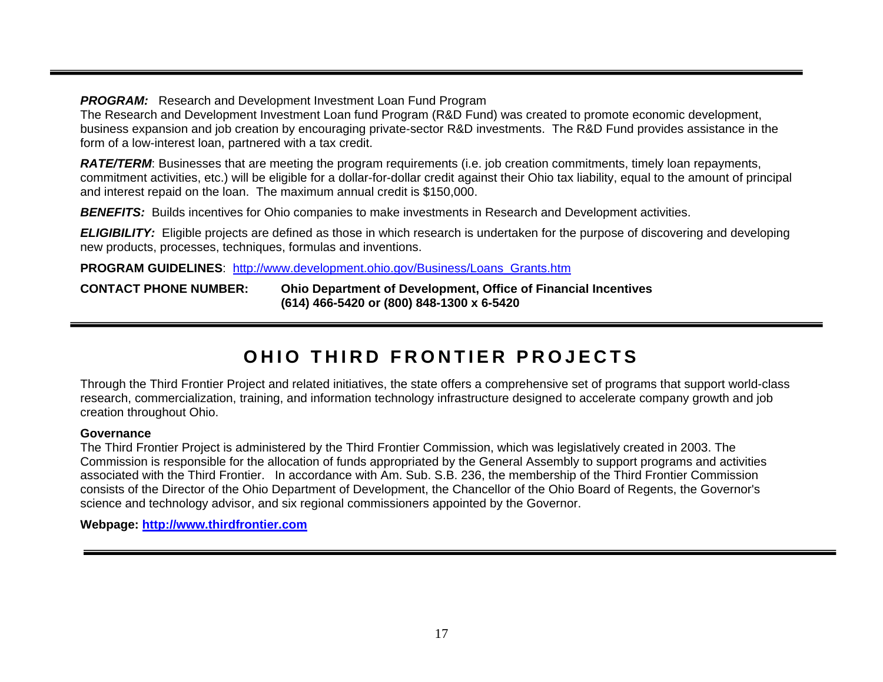***PROGRAM:*** Research and Development Investment Loan Fund Program
The Research and Development Investment Loan fund Program (R&D Fund) was created to promote economic development, business expansion and job creation by encouraging private-sector R&D investments. The R&D Fund provides assistance in the form of a low-interest loan, partnered with a tax credit.

***RATE/TERM***: Businesses that are meeting the program requirements (i.e. job creation commitments, timely loan repayments, commitment activities, etc.) will be eligible for a dollar-for-dollar credit against their Ohio tax liability, equal to the amount of principal and interest repaid on the loan. The maximum annual credit is $150,000.

***BENEFITS:*** Builds incentives for Ohio companies to make investments in Research and Development activities.

***ELIGIBILITY:*** Eligible projects are defined as those in which research is undertaken for the purpose of discovering and developing new products, processes, techniques, formulas and inventions.

**PROGRAM GUIDELINES**: http://www.development.ohio.gov/Business/Loans_Grants.htm

**CONTACT PHONE NUMBER:** **Ohio Department of Development, Office of Financial Incentives**
**(614) 466-5420 or (800) 848-1300 x 6-5420**

---

# OHIO THIRD FRONTIER PROJECTS

Through the Third Frontier Project and related initiatives, the state offers a comprehensive set of programs that support world-class research, commercialization, training, and information technology infrastructure designed to accelerate company growth and job creation throughout Ohio.

**Governance**
The Third Frontier Project is administered by the Third Frontier Commission, which was legislatively created in 2003. The Commission is responsible for the allocation of funds appropriated by the General Assembly to support programs and activities associated with the Third Frontier. In accordance with Am. Sub. S.B. 236, the membership of the Third Frontier Commission consists of the Director of the Ohio Department of Development, the Chancellor of the Ohio Board of Regents, the Governor's science and technology advisor, and six regional commissioners appointed by the Governor.

**Webpage: http://www.thirdfrontier.com**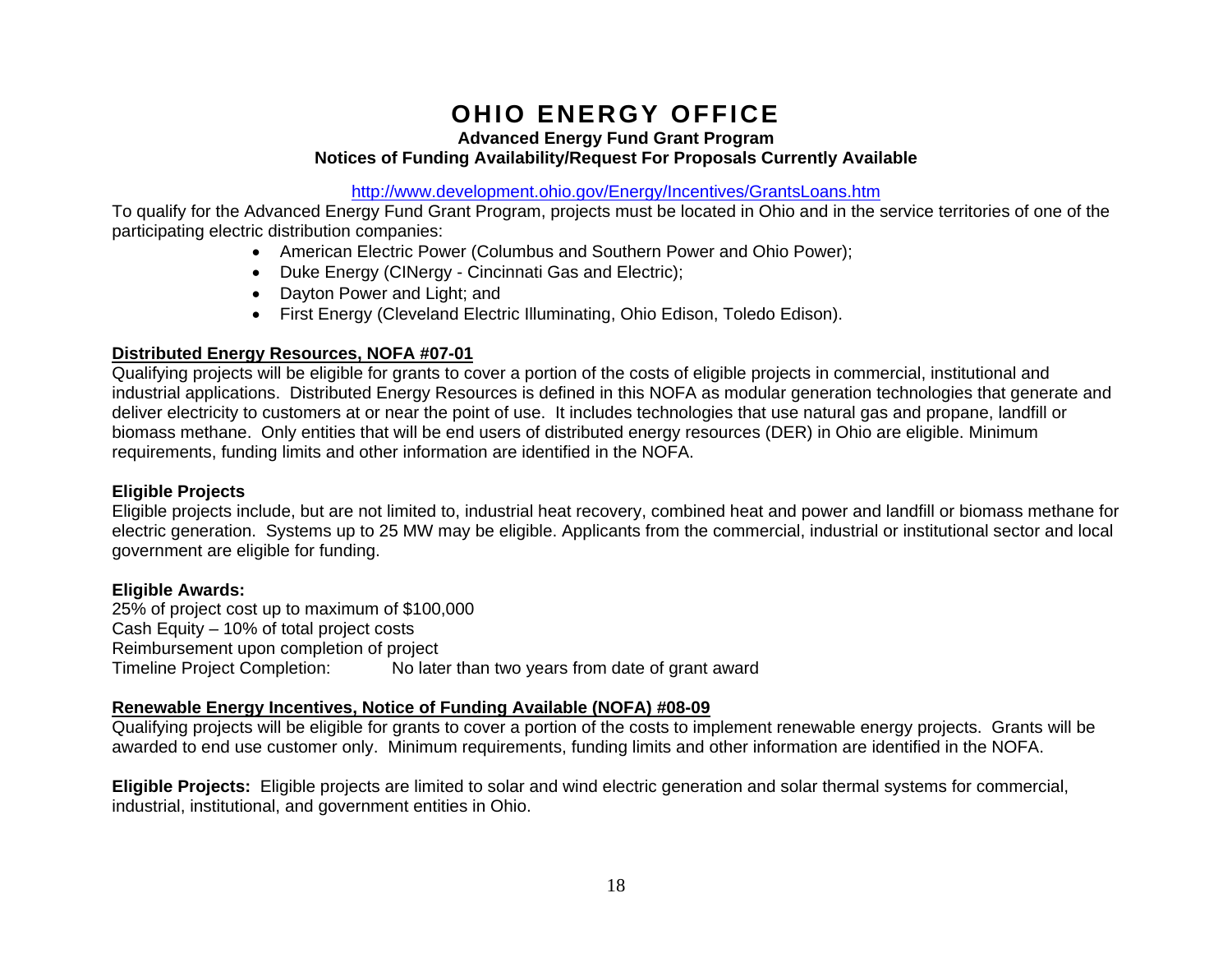# OHIO ENERGY OFFICE

**Advanced Energy Fund Grant Program**

**Notices of Funding Availability/Request For Proposals Currently Available**

http://www.development.ohio.gov/Energy/Incentives/GrantsLoans.htm

To qualify for the Advanced Energy Fund Grant Program, projects must be located in Ohio and in the service territories of one of the participating electric distribution companies:

- American Electric Power (Columbus and Southern Power and Ohio Power);
- Duke Energy (CINergy - Cincinnati Gas and Electric);
- Dayton Power and Light; and
- First Energy (Cleveland Electric Illuminating, Ohio Edison, Toledo Edison).

## Distributed Energy Resources, NOFA #07-01

Qualifying projects will be eligible for grants to cover a portion of the costs of eligible projects in commercial, institutional and industrial applications. Distributed Energy Resources is defined in this NOFA as modular generation technologies that generate and deliver electricity to customers at or near the point of use. It includes technologies that use natural gas and propane, landfill or biomass methane. Only entities that will be end users of distributed energy resources (DER) in Ohio are eligible. Minimum requirements, funding limits and other information are identified in the NOFA.

### Eligible Projects

Eligible projects include, but are not limited to, industrial heat recovery, combined heat and power and landfill or biomass methane for electric generation. Systems up to 25 MW may be eligible. Applicants from the commercial, industrial or institutional sector and local government are eligible for funding.

### Eligible Awards:

25% of project cost up to maximum of $100,000
Cash Equity – 10% of total project costs
Reimbursement upon completion of project
Timeline Project Completion: No later than two years from date of grant award

## Renewable Energy Incentives, Notice of Funding Available (NOFA) #08-09

Qualifying projects will be eligible for grants to cover a portion of the costs to implement renewable energy projects. Grants will be awarded to end use customer only. Minimum requirements, funding limits and other information are identified in the NOFA.

**Eligible Projects:** Eligible projects are limited to solar and wind electric generation and solar thermal systems for commercial, industrial, institutional, and government entities in Ohio.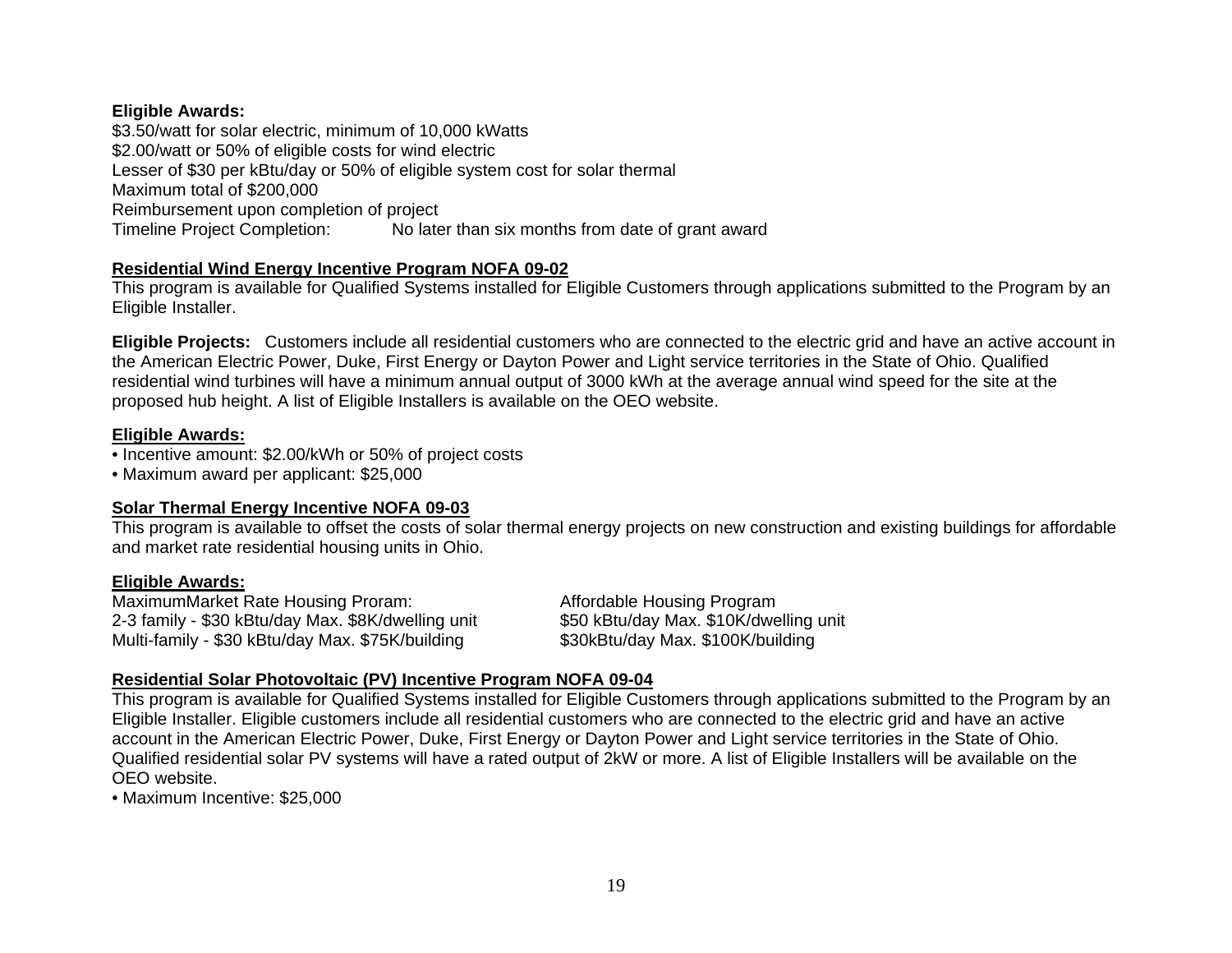**Eligible Awards:**
$3.50/watt for solar electric, minimum of 10,000 kWatts
$2.00/watt or 50% of eligible costs for wind electric
Lesser of $30 per kBtu/day or 50% of eligible system cost for solar thermal
Maximum total of $200,000
Reimbursement upon completion of project
Timeline Project Completion: No later than six months from date of grant award

**Residential Wind Energy Incentive Program NOFA 09-02**

This program is available for Qualified Systems installed for Eligible Customers through applications submitted to the Program by an Eligible Installer.

**Eligible Projects:** Customers include all residential customers who are connected to the electric grid and have an active account in the American Electric Power, Duke, First Energy or Dayton Power and Light service territories in the State of Ohio. Qualified residential wind turbines will have a minimum annual output of 3000 kWh at the average annual wind speed for the site at the proposed hub height. A list of Eligible Installers is available on the OEO website.

**Eligible Awards:**

- Incentive amount: $2.00/kWh or 50% of project costs
- Maximum award per applicant: $25,000

**Solar Thermal Energy Incentive NOFA 09-03**

This program is available to offset the costs of solar thermal energy projects on new construction and existing buildings for affordable and market rate residential housing units in Ohio.

**Eligible Awards:**

| MaximumMarket Rate Housing Proram: | Affordable Housing Program |
|---|---|
| 2-3 family - $30 kBtu/day Max. $8K/dwelling unit | $50 kBtu/day Max. $10K/dwelling unit |
| Multi-family - $30 kBtu/day Max. $75K/building | $30kBtu/day Max. $100K/building |

**Residential Solar Photovoltaic (PV) Incentive Program NOFA 09-04**

This program is available for Qualified Systems installed for Eligible Customers through applications submitted to the Program by an Eligible Installer. Eligible customers include all residential customers who are connected to the electric grid and have an active account in the American Electric Power, Duke, First Energy or Dayton Power and Light service territories in the State of Ohio. Qualified residential solar PV systems will have a rated output of 2kW or more. A list of Eligible Installers will be available on the OEO website.

- Maximum Incentive: $25,000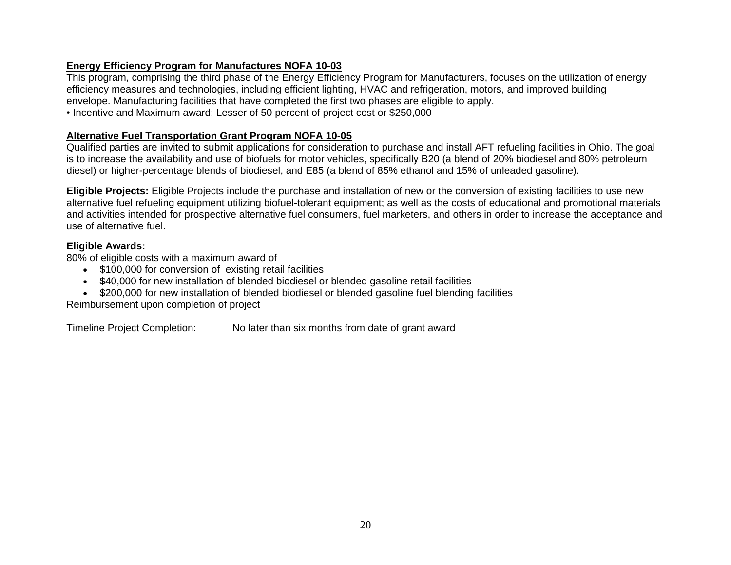**Energy Efficiency Program for Manufactures NOFA 10-03**

This program, comprising the third phase of the Energy Efficiency Program for Manufacturers, focuses on the utilization of energy efficiency measures and technologies, including efficient lighting, HVAC and refrigeration, motors, and improved building envelope. Manufacturing facilities that have completed the first two phases are eligible to apply.

• Incentive and Maximum award: Lesser of 50 percent of project cost or $250,000

**Alternative Fuel Transportation Grant Program NOFA 10-05**

Qualified parties are invited to submit applications for consideration to purchase and install AFT refueling facilities in Ohio. The goal is to increase the availability and use of biofuels for motor vehicles, specifically B20 (a blend of 20% biodiesel and 80% petroleum diesel) or higher-percentage blends of biodiesel, and E85 (a blend of 85% ethanol and 15% of unleaded gasoline).

**Eligible Projects:** Eligible Projects include the purchase and installation of new or the conversion of existing facilities to use new alternative fuel refueling equipment utilizing biofuel-tolerant equipment; as well as the costs of educational and promotional materials and activities intended for prospective alternative fuel consumers, fuel marketers, and others in order to increase the acceptance and use of alternative fuel.

**Eligible Awards:**

80% of eligible costs with a maximum award of

- $100,000 for conversion of existing retail facilities
- $40,000 for new installation of blended biodiesel or blended gasoline retail facilities
- $200,000 for new installation of blended biodiesel or blended gasoline fuel blending facilities

Reimbursement upon completion of project

Timeline Project Completion: No later than six months from date of grant award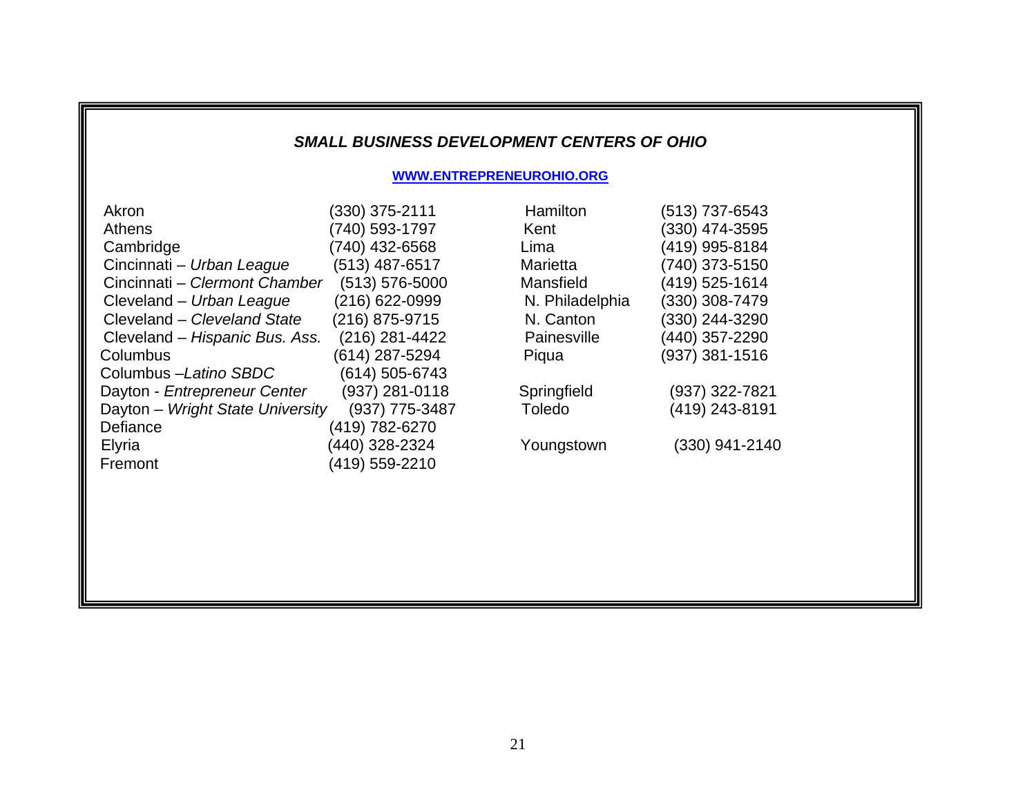### *SMALL BUSINESS DEVELOPMENT CENTERS OF OHIO*

**[WWW.ENTREPRENEUROHIO.ORG](http://WWW.ENTREPRENEUROHIO.ORG)**

| | | | |
|---|---|---|---|
| Akron | (330) 375-2111 | Hamilton | (513) 737-6543 |
| Athens | (740) 593-1797 | Kent | (330) 474-3595 |
| Cambridge | (740) 432-6568 | Lima | (419) 995-8184 |
| Cincinnati – *Urban League* | (513) 487-6517 | Marietta | (740) 373-5150 |
| Cincinnati – *Clermont Chamber* | (513) 576-5000 | Mansfield | (419) 525-1614 |
| Cleveland – *Urban League* | (216) 622-0999 | N. Philadelphia | (330) 308-7479 |
| Cleveland – *Cleveland State* | (216) 875-9715 | N. Canton | (330) 244-3290 |
| Cleveland – *Hispanic Bus. Ass.* | (216) 281-4422 | Painesville | (440) 357-2290 |
| Columbus | (614) 287-5294 | Piqua | (937) 381-1516 |
| Columbus –*Latino SBDC* | (614) 505-6743 | | |
| Dayton - *Entrepreneur Center* | (937) 281-0118 | Springfield | (937) 322-7821 |
| Dayton – *Wright State University* | (937) 775-3487 | Toledo | (419) 243-8191 |
| Defiance | (419) 782-6270 | | |
| Elyria | (440) 328-2324 | Youngstown | (330) 941-2140 |
| Fremont | (419) 559-2210 | | |